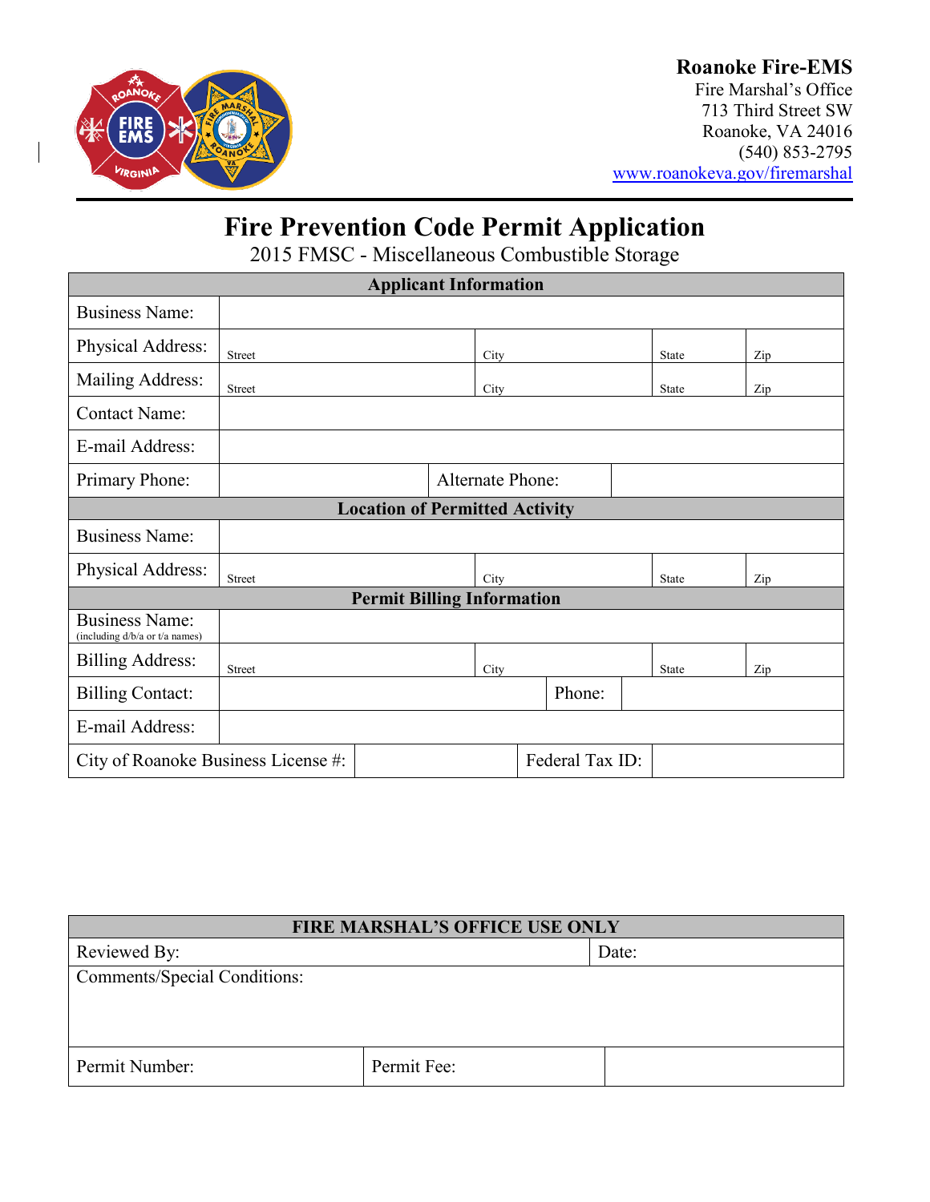**Roanoke Fire-EMS**
Fire Marshal's Office
713 Third Street SW
Roanoke, VA 24016
(540) 853-2795
www.roanokeva.gov/firemarshal

# Fire Prevention Code Permit Application

## 2015 FMSC - Miscellaneous Combustible Storage

| Applicant Information | | | | |
|---|---|---|---|---|
| Business Name: | | | | |
| Physical Address: | Street | City | State | Zip |
| Mailing Address: | Street | City | State | Zip |
| Contact Name: | | | | |
| E-mail Address: | | | | |
| Primary Phone: | | Alternate Phone: | | |
| **Location of Permitted Activity** | | | | |
| Business Name: | | | | |
| Physical Address: | Street | City | State | Zip |
| **Permit Billing Information** | | | | |
| Business Name: (including d/b/a or t/a names) | | | | |
| Billing Address: | Street | City | State | Zip |
| Billing Contact: | | Phone: | | |
| E-mail Address: | | | | |
| City of Roanoke Business License #: | | Federal Tax ID: | | |

| FIRE MARSHAL'S OFFICE USE ONLY | | |
|---|---|---|
| Reviewed By: | | Date: |
| Comments/Special Conditions: | | |
| Permit Number: | Permit Fee: | |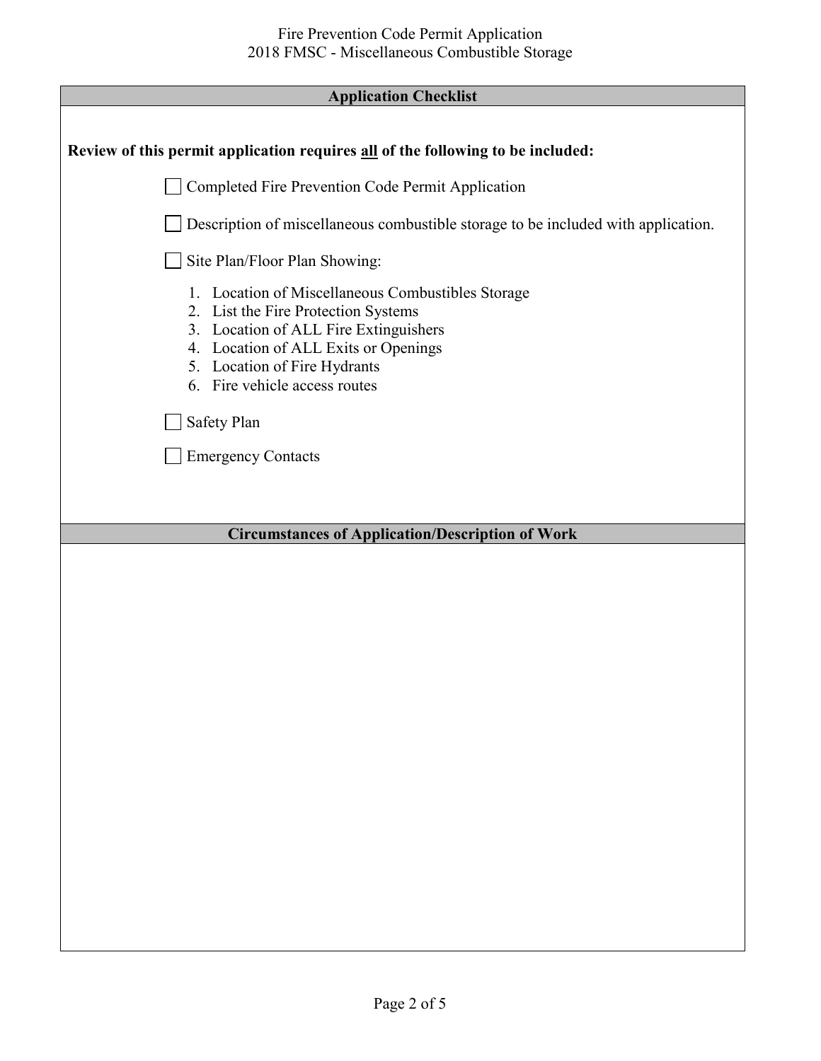## Application Checklist

**Review of this permit application requires all of the following to be included:**

- [ ] Completed Fire Prevention Code Permit Application
- [ ] Description of miscellaneous combustible storage to be included with application.
- [ ] Site Plan/Floor Plan Showing:
  1. Location of Miscellaneous Combustibles Storage
  2. List the Fire Protection Systems
  3. Location of ALL Fire Extinguishers
  4. Location of ALL Exits or Openings
  5. Location of Fire Hydrants
  6. Fire vehicle access routes
- [ ] Safety Plan
- [ ] Emergency Contacts

## Circumstances of Application/Description of Work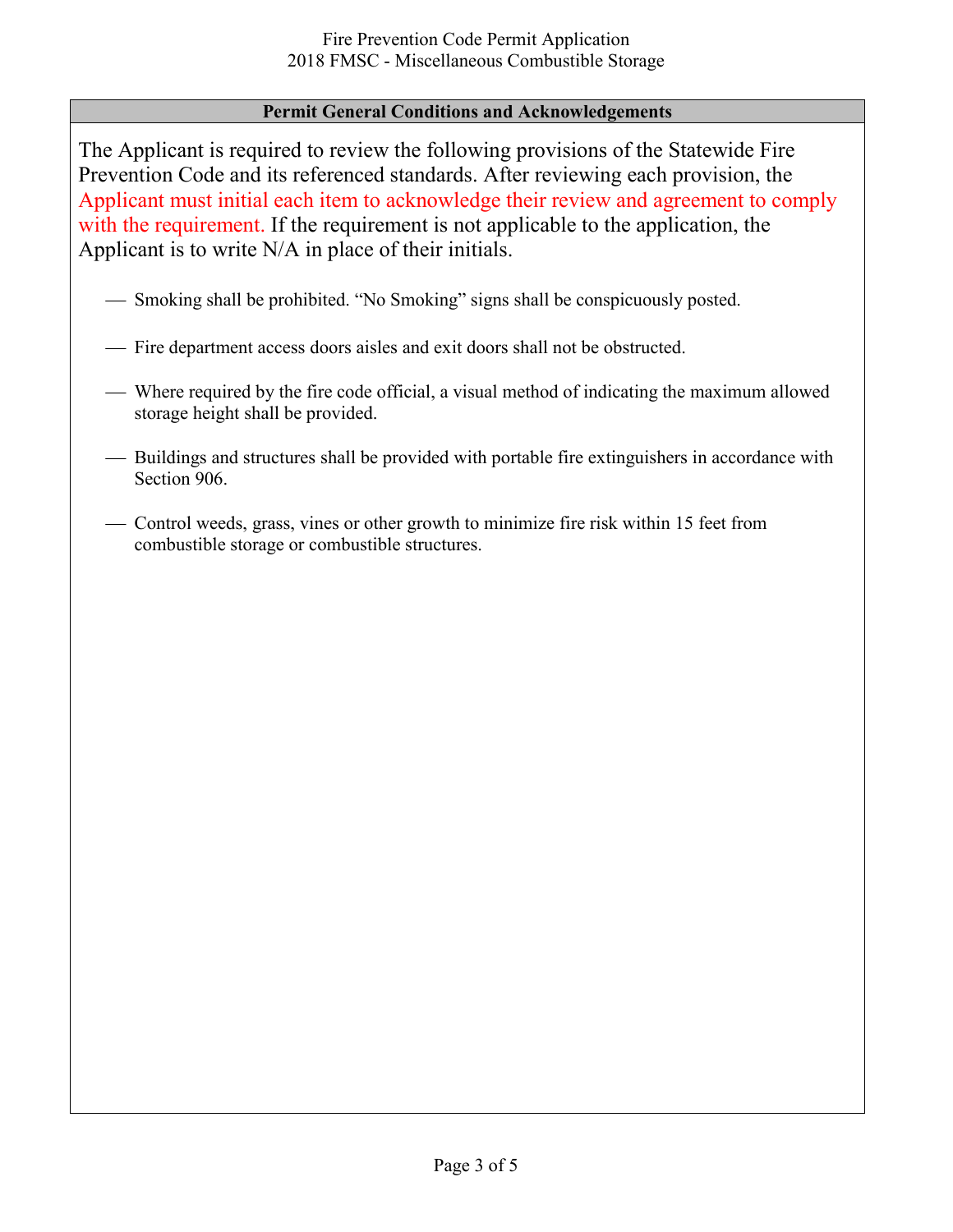## Permit General Conditions and Acknowledgements

The Applicant is required to review the following provisions of the Statewide Fire Prevention Code and its referenced standards. After reviewing each provision, the Applicant must initial each item to acknowledge their review and agreement to comply with the requirement. If the requirement is not applicable to the application, the Applicant is to write N/A in place of their initials.

\_\_ Smoking shall be prohibited. "No Smoking" signs shall be conspicuously posted.

\_\_ Fire department access doors aisles and exit doors shall not be obstructed.

\_\_ Where required by the fire code official, a visual method of indicating the maximum allowed storage height shall be provided.

\_\_ Buildings and structures shall be provided with portable fire extinguishers in accordance with Section 906.

\_\_ Control weeds, grass, vines or other growth to minimize fire risk within 15 feet from combustible storage or combustible structures.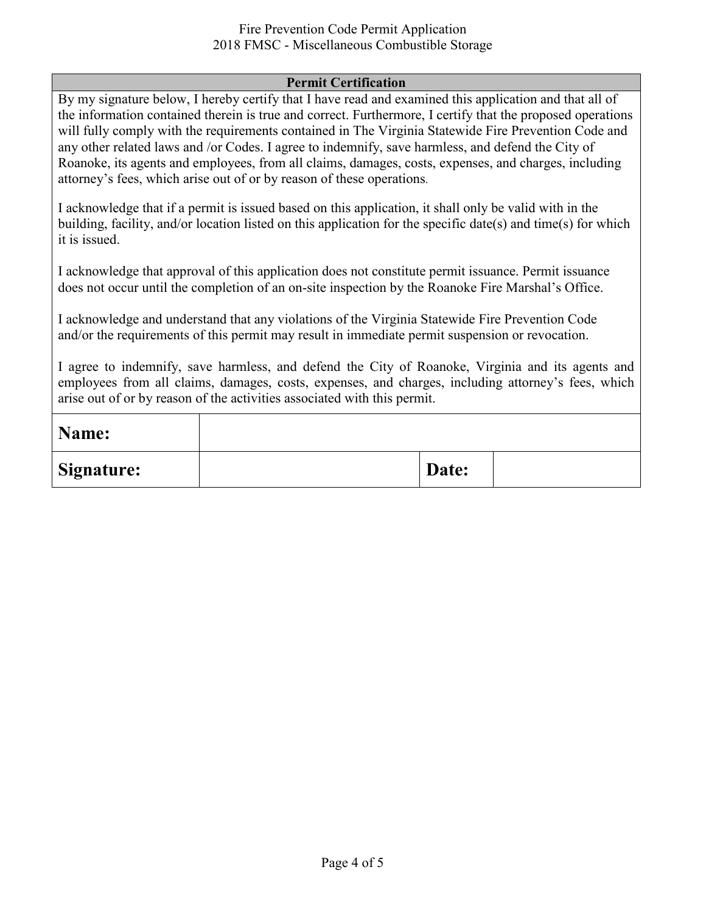## Permit Certification

By my signature below, I hereby certify that I have read and examined this application and that all of the information contained therein is true and correct. Furthermore, I certify that the proposed operations will fully comply with the requirements contained in The Virginia Statewide Fire Prevention Code and any other related laws and /or Codes. I agree to indemnify, save harmless, and defend the City of Roanoke, its agents and employees, from all claims, damages, costs, expenses, and charges, including attorney's fees, which arise out of or by reason of these operations.

I acknowledge that if a permit is issued based on this application, it shall only be valid with in the building, facility, and/or location listed on this application for the specific date(s) and time(s) for which it is issued.

I acknowledge that approval of this application does not constitute permit issuance. Permit issuance does not occur until the completion of an on-site inspection by the Roanoke Fire Marshal's Office.

I acknowledge and understand that any violations of the Virginia Statewide Fire Prevention Code and/or the requirements of this permit may result in immediate permit suspension or revocation.

I agree to indemnify, save harmless, and defend the City of Roanoke, Virginia and its agents and employees from all claims, damages, costs, expenses, and charges, including attorney's fees, which arise out of or by reason of the activities associated with this permit.

| **Name:** | | | |
|---|---|---|---|
| **Signature:** | | **Date:** | |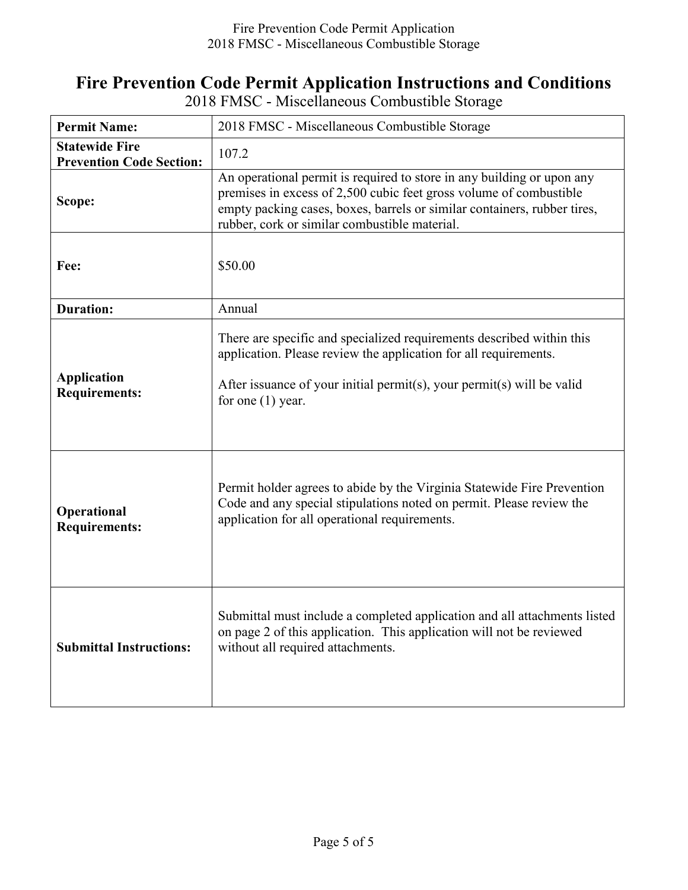# Fire Prevention Code Permit Application Instructions and Conditions

2018 FMSC - Miscellaneous Combustible Storage

| | |
|---|---|
| **Permit Name:** | 2018 FMSC - Miscellaneous Combustible Storage |
| **Statewide Fire Prevention Code Section:** | 107.2 |
| **Scope:** | An operational permit is required to store in any building or upon any premises in excess of 2,500 cubic feet gross volume of combustible empty packing cases, boxes, barrels or similar containers, rubber tires, rubber, cork or similar combustible material. |
| **Fee:** | $50.00 |
| **Duration:** | Annual |
| **Application Requirements:** | There are specific and specialized requirements described within this application. Please review the application for all requirements.<br><br>After issuance of your initial permit(s), your permit(s) will be valid for one (1) year. |
| **Operational Requirements:** | Permit holder agrees to abide by the Virginia Statewide Fire Prevention Code and any special stipulations noted on permit. Please review the application for all operational requirements. |
| **Submittal Instructions:** | Submittal must include a completed application and all attachments listed on page 2 of this application. This application will not be reviewed without all required attachments. |